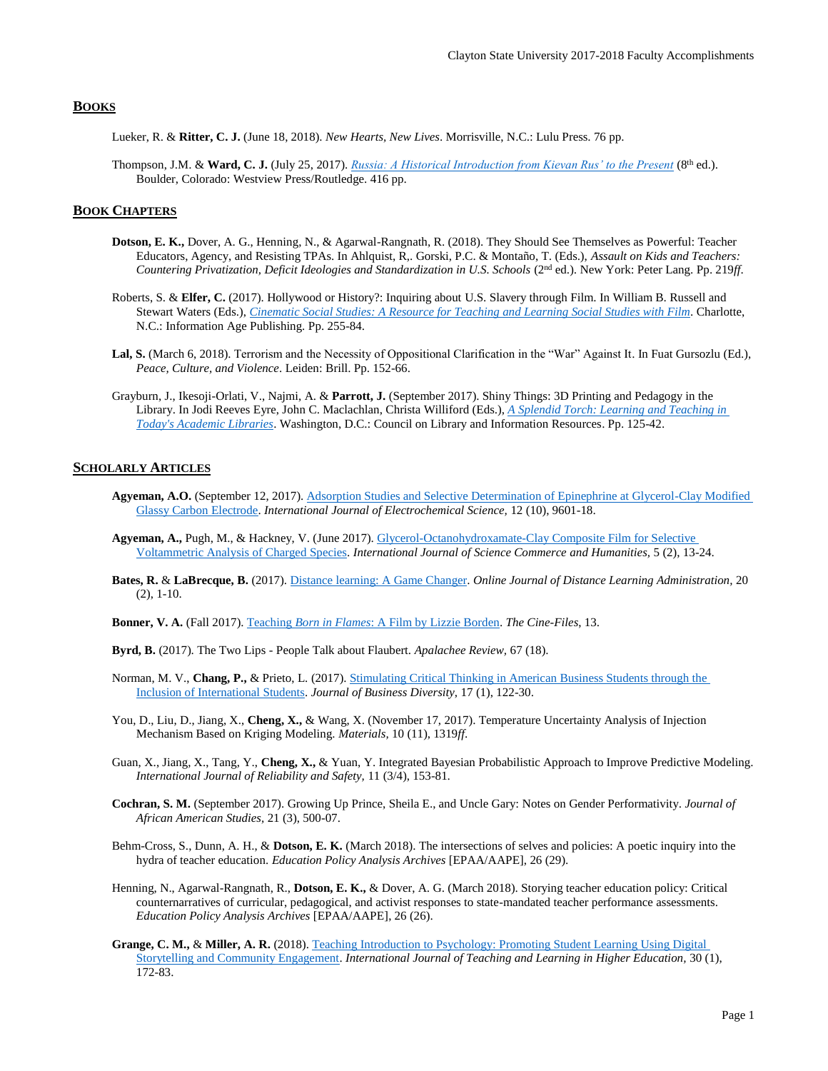## BOOKS

Lueker, R. & **Ritter, C. J.** (June 18, 2018). *New Hearts, New Lives*. Morrisville, N.C.: Lulu Press. 76 pp.

Thompson, J.M. & **Ward, C. J.** (July 25, 2017). *Russia: A Historical Introduction from Kievan Rus' to the Present* (8th ed.). Boulder, Colorado: Westview Press/Routledge. 416 pp.

## BOOK CHAPTERS

**Dotson, E. K.,** Dover, A. G., Henning, N., & Agarwal-Rangnath, R. (2018). They Should See Themselves as Powerful: Teacher Educators, Agency, and Resisting TPAs. In Ahlquist, R,. Gorski, P.C. & Montaño, T. (Eds.), *Assault on Kids and Teachers: Countering Privatization, Deficit Ideologies and Standardization in U.S. Schools* (2nd ed.). New York: Peter Lang. Pp. 219*ff*.

Roberts, S. & **Elfer, C.** (2017). Hollywood or History?: Inquiring about U.S. Slavery through Film. In William B. Russell and Stewart Waters (Eds.), *Cinematic Social Studies: A Resource for Teaching and Learning Social Studies with Film*. Charlotte, N.C.: Information Age Publishing. Pp. 255-84.

**Lal, S.** (March 6, 2018). Terrorism and the Necessity of Oppositional Clarification in the "War" Against It. In Fuat Gursozlu (Ed.), *Peace, Culture, and Violence*. Leiden: Brill. Pp. 152-66.

Grayburn, J., Ikesoji-Orlati, V., Najmi, A. & **Parrott, J.** (September 2017). Shiny Things: 3D Printing and Pedagogy in the Library. In Jodi Reeves Eyre, John C. Maclachlan, Christa Williford (Eds.), *A Splendid Torch: Learning and Teaching in Today's Academic Libraries*. Washington, D.C.: Council on Library and Information Resources. Pp. 125-42.

## SCHOLARLY ARTICLES

**Agyeman, A.O.** (September 12, 2017). Adsorption Studies and Selective Determination of Epinephrine at Glycerol-Clay Modified Glassy Carbon Electrode. *International Journal of Electrochemical Science,* 12 (10), 9601-18.

**Agyeman, A.,** Pugh, M., & Hackney, V. (June 2017). Glycerol-Octanohydroxamate-Clay Composite Film for Selective Voltammetric Analysis of Charged Species. *International Journal of Science Commerce and Humanities,* 5 (2), 13-24.

**Bates, R.** & **LaBrecque, B.** (2017). Distance learning: A Game Changer. *Online Journal of Distance Learning Administration,* 20 (2), 1-10.

**Bonner, V. A.** (Fall 2017). Teaching *Born in Flames*: A Film by Lizzie Borden. *The Cine-Files*, 13.

**Byrd, B.** (2017). The Two Lips - People Talk about Flaubert. *Apalachee Review,* 67 (18).

Norman, M. V., **Chang, P.,** & Prieto, L. (2017). Stimulating Critical Thinking in American Business Students through the Inclusion of International Students. *Journal of Business Diversity*, 17 (1), 122-30.

You, D., Liu, D., Jiang, X., **Cheng, X.,** & Wang, X. (November 17, 2017). Temperature Uncertainty Analysis of Injection Mechanism Based on Kriging Modeling. *Materials,* 10 (11), 1319*ff*.

Guan, X., Jiang, X., Tang, Y., **Cheng, X.,** & Yuan, Y. Integrated Bayesian Probabilistic Approach to Improve Predictive Modeling. *International Journal of Reliability and Safety,* 11 (3/4), 153-81.

**Cochran, S. M.** (September 2017). Growing Up Prince, Sheila E., and Uncle Gary: Notes on Gender Performativity. *Journal of African American Studies*, 21 (3), 500-07.

Behm-Cross, S., Dunn, A. H., & **Dotson, E. K.** (March 2018). The intersections of selves and policies: A poetic inquiry into the hydra of teacher education. *Education Policy Analysis Archives* [EPAA/AAPE], 26 (29).

Henning, N., Agarwal-Rangnath, R., **Dotson, E. K.,** & Dover, A. G. (March 2018). Storying teacher education policy: Critical counternarratives of curricular, pedagogical, and activist responses to state-mandated teacher performance assessments. *Education Policy Analysis Archives* [EPAA/AAPE], 26 (26).

**Grange, C. M.,** & **Miller, A. R.** (2018). Teaching Introduction to Psychology: Promoting Student Learning Using Digital Storytelling and Community Engagement. *International Journal of Teaching and Learning in Higher Education,* 30 (1), 172-83.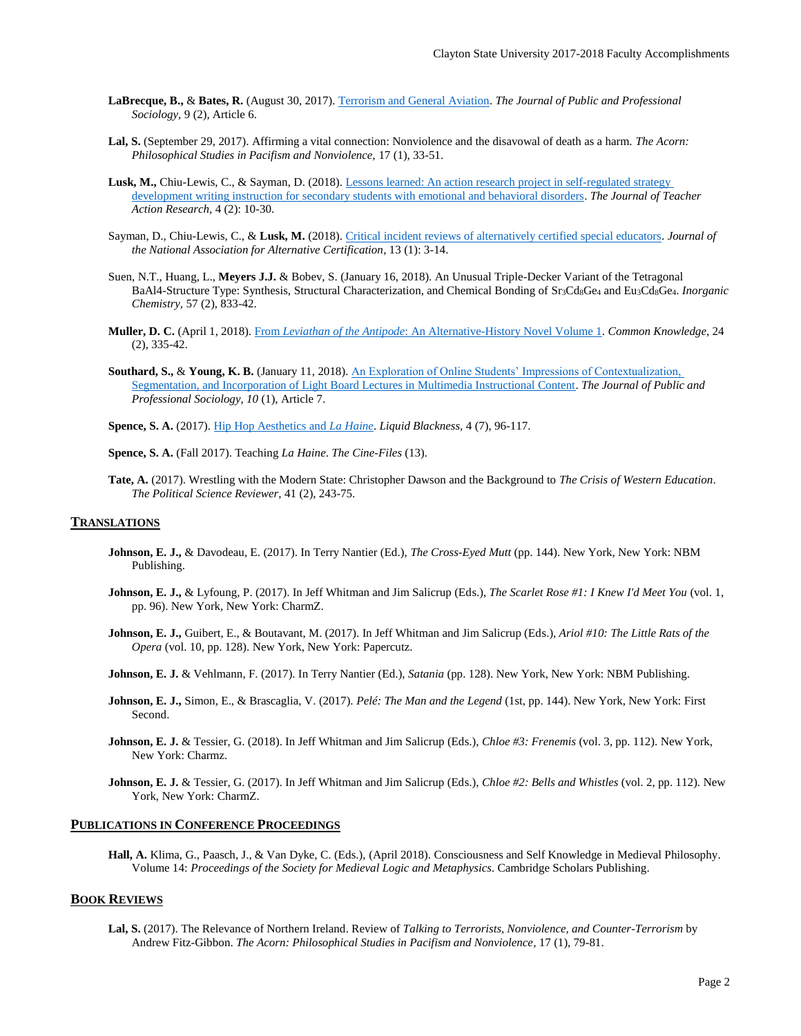**LaBrecque, B.,** & **Bates, R.** (August 30, 2017). Terrorism and General Aviation. *The Journal of Public and Professional Sociology*, 9 (2), Article 6.

**Lal, S.** (September 29, 2017). Affirming a vital connection: Nonviolence and the disavowal of death as a harm. *The Acorn: Philosophical Studies in Pacifism and Nonviolence,* 17 (1), 33-51.

**Lusk, M.,** Chiu-Lewis, C., & Sayman, D. (2018). Lessons learned: An action research project in self-regulated strategy development writing instruction for secondary students with emotional and behavioral disorders. *The Journal of Teacher Action Research*, 4 (2): 10-30.

Sayman, D., Chiu-Lewis, C., & **Lusk, M.** (2018). Critical incident reviews of alternatively certified special educators. *Journal of the National Association for Alternative Certification*, 13 (1): 3-14.

Suen, N.T., Huang, L., **Meyers J.J.** & Bobev, S. (January 16, 2018). An Unusual Triple-Decker Variant of the Tetragonal BaAl4-Structure Type: Synthesis, Structural Characterization, and Chemical Bonding of $Sr_3Cd_8Ge_4$ and $Eu_3Cd_8Ge_4$. *Inorganic Chemistry,* 57 (2), 833-42.

**Muller, D. C.** (April 1, 2018). From *Leviathan of the Antipode*: An Alternative-History Novel Volume 1. *Common Knowledge*, 24 (2), 335-42.

**Southard, S.,** & **Young, K. B.** (January 11, 2018). An Exploration of Online Students' Impressions of Contextualization, Segmentation, and Incorporation of Light Board Lectures in Multimedia Instructional Content. *The Journal of Public and Professional Sociology, 10* (1), Article 7.

**Spence, S. A.** (2017). Hip Hop Aesthetics and *La Haine*. *Liquid Blackness,* 4 (7), 96-117.

**Spence, S. A.** (Fall 2017). Teaching *La Haine*. *The Cine-Files* (13).

**Tate, A.** (2017). Wrestling with the Modern State: Christopher Dawson and the Background to *The Crisis of Western Education*. *The Political Science Reviewer,* 41 (2), 243-75.

## TRANSLATIONS

**Johnson, E. J.,** & Davodeau, E. (2017). In Terry Nantier (Ed.), *The Cross-Eyed Mutt* (pp. 144). New York, New York: NBM Publishing.

**Johnson, E. J.,** & Lyfoung, P. (2017). In Jeff Whitman and Jim Salicrup (Eds.), *The Scarlet Rose #1: I Knew I'd Meet You* (vol. 1, pp. 96). New York, New York: CharmZ.

**Johnson, E. J.,** Guibert, E., & Boutavant, M. (2017). In Jeff Whitman and Jim Salicrup (Eds.), *Ariol #10: The Little Rats of the Opera* (vol. 10, pp. 128). New York, New York: Papercutz.

**Johnson, E. J.** & Vehlmann, F. (2017). In Terry Nantier (Ed.), *Satania* (pp. 128). New York, New York: NBM Publishing.

**Johnson, E. J.,** Simon, E., & Brascaglia, V. (2017). *Pelé: The Man and the Legend* (1st, pp. 144). New York, New York: First Second.

**Johnson, E. J.** & Tessier, G. (2018). In Jeff Whitman and Jim Salicrup (Eds.), *Chloe #3: Frenemis* (vol. 3, pp. 112). New York, New York: Charmz.

**Johnson, E. J.** & Tessier, G. (2017). In Jeff Whitman and Jim Salicrup (Eds.), *Chloe #2: Bells and Whistles* (vol. 2, pp. 112). New York, New York: CharmZ.

## PUBLICATIONS IN CONFERENCE PROCEEDINGS

**Hall, A.** Klima, G., Paasch, J., & Van Dyke, C. (Eds.), (April 2018). Consciousness and Self Knowledge in Medieval Philosophy. Volume 14: *Proceedings of the Society for Medieval Logic and Metaphysics*. Cambridge Scholars Publishing.

## BOOK REVIEWS

**Lal, S.** (2017). The Relevance of Northern Ireland. Review of *Talking to Terrorists, Nonviolence, and Counter-Terrorism* by Andrew Fitz-Gibbon. *The Acorn: Philosophical Studies in Pacifism and Nonviolence*, 17 (1), 79-81.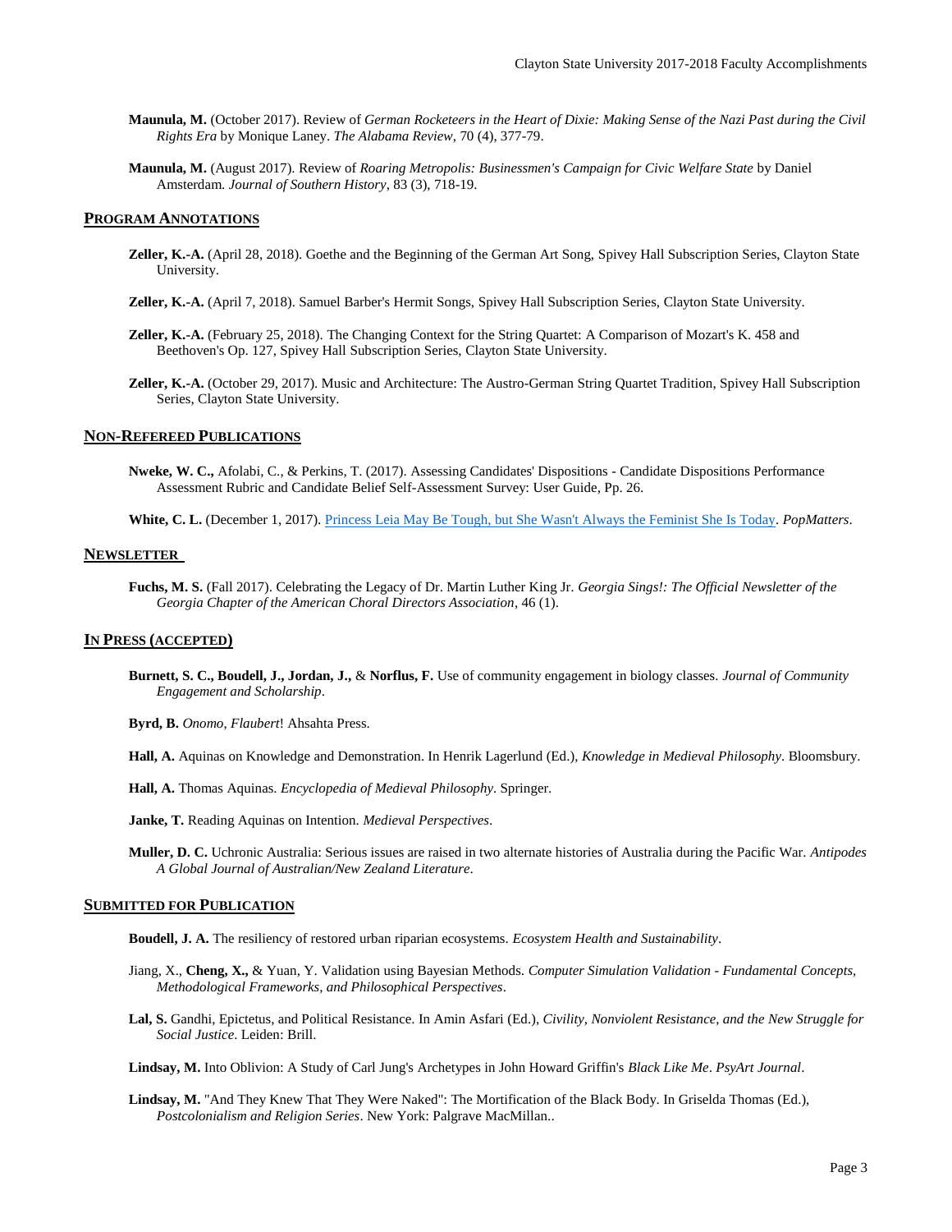**Maunula, M.** (October 2017). Review of *German Rocketeers in the Heart of Dixie: Making Sense of the Nazi Past during the Civil Rights Era* by Monique Laney. *The Alabama Review*, 70 (4), 377-79.

**Maunula, M.** (August 2017). Review of *Roaring Metropolis: Businessmen's Campaign for Civic Welfare State* by Daniel Amsterdam. *Journal of Southern History*, 83 (3), 718-19.

## PROGRAM ANNOTATIONS

**Zeller, K.-A.** (April 28, 2018). Goethe and the Beginning of the German Art Song, Spivey Hall Subscription Series, Clayton State University.

**Zeller, K.-A.** (April 7, 2018). Samuel Barber's Hermit Songs, Spivey Hall Subscription Series, Clayton State University.

**Zeller, K.-A.** (February 25, 2018). The Changing Context for the String Quartet: A Comparison of Mozart's K. 458 and Beethoven's Op. 127, Spivey Hall Subscription Series, Clayton State University.

**Zeller, K.-A.** (October 29, 2017). Music and Architecture: The Austro-German String Quartet Tradition, Spivey Hall Subscription Series, Clayton State University.

## NON-REFEREED PUBLICATIONS

**Nweke, W. C.,** Afolabi, C., & Perkins, T. (2017). Assessing Candidates' Dispositions - Candidate Dispositions Performance Assessment Rubric and Candidate Belief Self-Assessment Survey: User Guide, Pp. 26.

**White, C. L.** (December 1, 2017). Princess Leia May Be Tough, but She Wasn't Always the Feminist She Is Today. *PopMatters*.

## NEWSLETTER

**Fuchs, M. S.** (Fall 2017). Celebrating the Legacy of Dr. Martin Luther King Jr. *Georgia Sings!: The Official Newsletter of the Georgia Chapter of the American Choral Directors Association*, 46 (1).

## IN PRESS (ACCEPTED)

**Burnett, S. C., Boudell, J., Jordan, J.,** & **Norflus, F.** Use of community engagement in biology classes. *Journal of Community Engagement and Scholarship*.

**Byrd, B.** *Onomo, Flaubert*! Ahsahta Press.

**Hall, A.** Aquinas on Knowledge and Demonstration. In Henrik Lagerlund (Ed.), *Knowledge in Medieval Philosophy*. Bloomsbury.

**Hall, A.** Thomas Aquinas. *Encyclopedia of Medieval Philosophy*. Springer.

**Janke, T.** Reading Aquinas on Intention. *Medieval Perspectives*.

**Muller, D. C.** Uchronic Australia: Serious issues are raised in two alternate histories of Australia during the Pacific War. *Antipodes A Global Journal of Australian/New Zealand Literature*.

## SUBMITTED FOR PUBLICATION

**Boudell, J. A.** The resiliency of restored urban riparian ecosystems. *Ecosystem Health and Sustainability*.

Jiang, X., **Cheng, X.,** & Yuan, Y. Validation using Bayesian Methods. *Computer Simulation Validation - Fundamental Concepts, Methodological Frameworks, and Philosophical Perspectives*.

**Lal, S.** Gandhi, Epictetus, and Political Resistance. In Amin Asfari (Ed.), *Civility, Nonviolent Resistance, and the New Struggle for Social Justice*. Leiden: Brill.

**Lindsay, M.** Into Oblivion: A Study of Carl Jung's Archetypes in John Howard Griffin's *Black Like Me*. *PsyArt Journal*.

**Lindsay, M.** "And They Knew That They Were Naked": The Mortification of the Black Body. In Griselda Thomas (Ed.), *Postcolonialism and Religion Series*. New York: Palgrave MacMillan..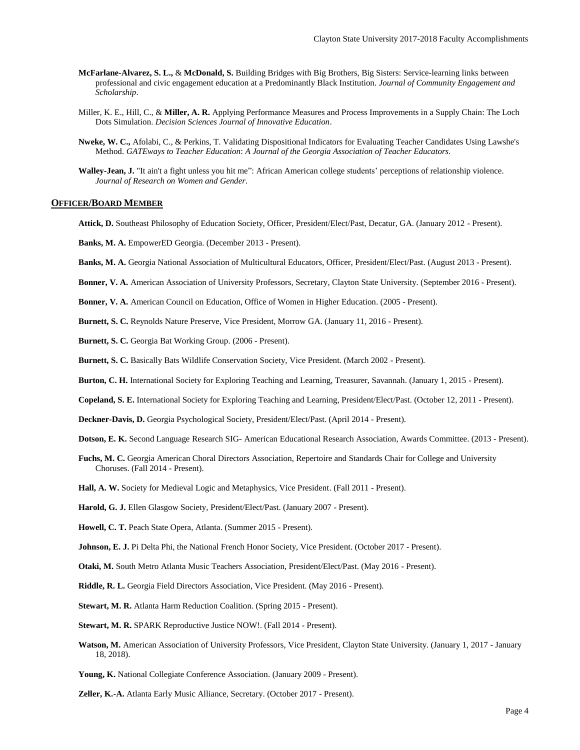**McFarlane-Alvarez, S. L.,** & **McDonald, S.** Building Bridges with Big Brothers, Big Sisters: Service-learning links between professional and civic engagement education at a Predominantly Black Institution. *Journal of Community Engagement and Scholarship*.

Miller, K. E., Hill, C., & **Miller, A. R.** Applying Performance Measures and Process Improvements in a Supply Chain: The Loch Dots Simulation. *Decision Sciences Journal of Innovative Education*.

**Nweke, W. C.,** Afolabi, C., & Perkins, T. Validating Dispositional Indicators for Evaluating Teacher Candidates Using Lawshe's Method. *GATEways to Teacher Education*: *A Journal of the Georgia Association of Teacher Educators*.

**Walley-Jean, J.** "It ain't a fight unless you hit me": African American college students' perceptions of relationship violence. *Journal of Research on Women and Gender*.

## OFFICER/BOARD MEMBER

**Attick, D.** Southeast Philosophy of Education Society, Officer, President/Elect/Past, Decatur, GA. (January 2012 - Present).

**Banks, M. A.** EmpowerED Georgia. (December 2013 - Present).

**Banks, M. A.** Georgia National Association of Multicultural Educators, Officer, President/Elect/Past. (August 2013 - Present).

**Bonner, V. A.** American Association of University Professors, Secretary, Clayton State University. (September 2016 - Present).

**Bonner, V. A.** American Council on Education, Office of Women in Higher Education. (2005 - Present).

**Burnett, S. C.** Reynolds Nature Preserve, Vice President, Morrow GA. (January 11, 2016 - Present).

**Burnett, S. C.** Georgia Bat Working Group. (2006 - Present).

**Burnett, S. C.** Basically Bats Wildlife Conservation Society, Vice President. (March 2002 - Present).

**Burton, C. H.** International Society for Exploring Teaching and Learning, Treasurer, Savannah. (January 1, 2015 - Present).

**Copeland, S. E.** International Society for Exploring Teaching and Learning, President/Elect/Past. (October 12, 2011 - Present).

**Deckner-Davis, D.** Georgia Psychological Society, President/Elect/Past. (April 2014 - Present).

**Dotson, E. K.** Second Language Research SIG- American Educational Research Association, Awards Committee. (2013 - Present).

**Fuchs, M. C.** Georgia American Choral Directors Association, Repertoire and Standards Chair for College and University Choruses. (Fall 2014 - Present).

**Hall, A. W.** Society for Medieval Logic and Metaphysics, Vice President. (Fall 2011 - Present).

**Harold, G. J.** Ellen Glasgow Society, President/Elect/Past. (January 2007 - Present).

**Howell, C. T.** Peach State Opera, Atlanta. (Summer 2015 - Present).

**Johnson, E. J.** Pi Delta Phi, the National French Honor Society, Vice President. (October 2017 - Present).

**Otaki, M.** South Metro Atlanta Music Teachers Association, President/Elect/Past. (May 2016 - Present).

**Riddle, R. L.** Georgia Field Directors Association, Vice President. (May 2016 - Present).

**Stewart, M. R.** Atlanta Harm Reduction Coalition. (Spring 2015 - Present).

**Stewart, M. R.** SPARK Reproductive Justice NOW!. (Fall 2014 - Present).

**Watson, M.** American Association of University Professors, Vice President, Clayton State University. (January 1, 2017 - January 18, 2018).

**Young, K.** National Collegiate Conference Association. (January 2009 - Present).

**Zeller, K.-A.** Atlanta Early Music Alliance, Secretary. (October 2017 - Present).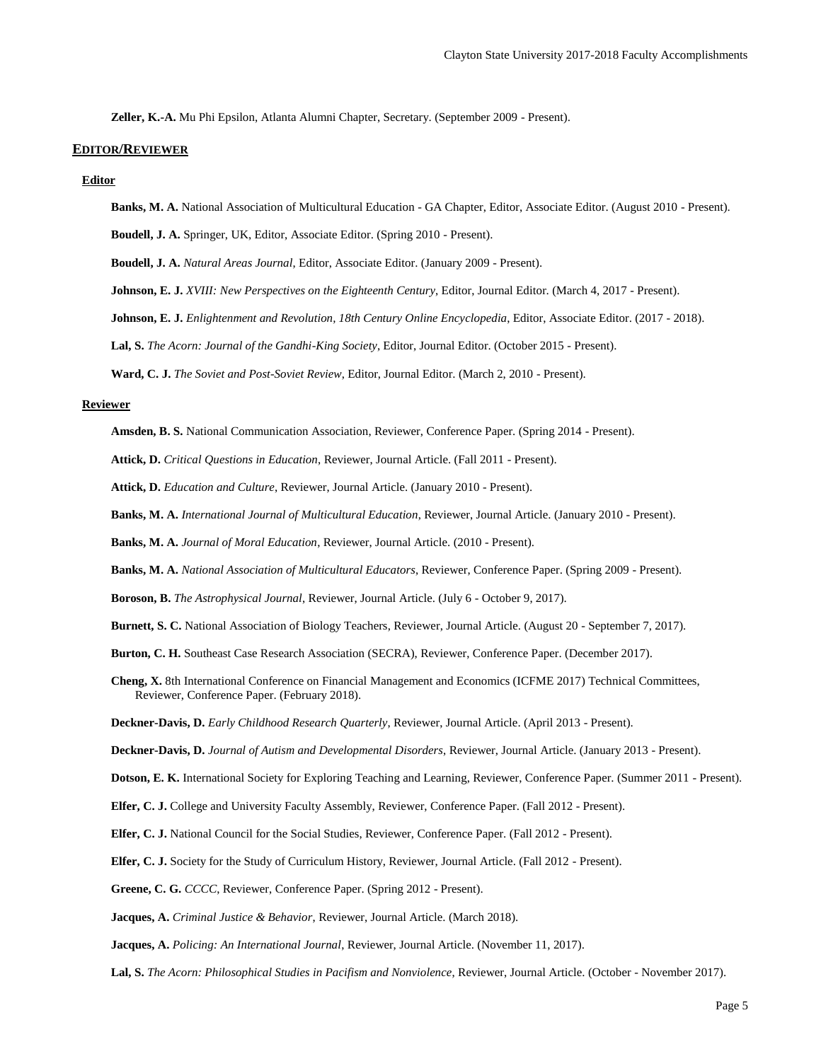**Zeller, K.-A.** Mu Phi Epsilon, Atlanta Alumni Chapter, Secretary. (September 2009 - Present).

## EDITOR/REVIEWER

### Editor

**Banks, M. A.** National Association of Multicultural Education - GA Chapter, Editor, Associate Editor. (August 2010 - Present).

**Boudell, J. A.** Springer, UK, Editor, Associate Editor. (Spring 2010 - Present).

**Boudell, J. A.** *Natural Areas Journal*, Editor, Associate Editor. (January 2009 - Present).

**Johnson, E. J.** *XVIII: New Perspectives on the Eighteenth Century*, Editor, Journal Editor. (March 4, 2017 - Present).

**Johnson, E. J.** *Enlightenment and Revolution, 18th Century Online Encyclopedia*, Editor, Associate Editor. (2017 - 2018).

**Lal, S.** *The Acorn: Journal of the Gandhi-King Society*, Editor, Journal Editor. (October 2015 - Present).

**Ward, C. J.** *The Soviet and Post-Soviet Review*, Editor, Journal Editor. (March 2, 2010 - Present).

### Reviewer

**Amsden, B. S.** National Communication Association, Reviewer, Conference Paper. (Spring 2014 - Present).

**Attick, D.** *Critical Questions in Education*, Reviewer, Journal Article. (Fall 2011 - Present).

**Attick, D.** *Education and Culture*, Reviewer, Journal Article. (January 2010 - Present).

**Banks, M. A.** *International Journal of Multicultural Education*, Reviewer, Journal Article. (January 2010 - Present).

**Banks, M. A.** *Journal of Moral Education*, Reviewer, Journal Article. (2010 - Present).

**Banks, M. A.** *National Association of Multicultural Educators*, Reviewer, Conference Paper. (Spring 2009 - Present).

**Boroson, B.** *The Astrophysical Journal*, Reviewer, Journal Article. (July 6 - October 9, 2017).

**Burnett, S. C.** National Association of Biology Teachers, Reviewer, Journal Article. (August 20 - September 7, 2017).

**Burton, C. H.** Southeast Case Research Association (SECRA), Reviewer, Conference Paper. (December 2017).

**Cheng, X.** 8th International Conference on Financial Management and Economics (ICFME 2017) Technical Committees, Reviewer, Conference Paper. (February 2018).

**Deckner-Davis, D.** *Early Childhood Research Quarterly*, Reviewer, Journal Article. (April 2013 - Present).

**Deckner-Davis, D.** *Journal of Autism and Developmental Disorders*, Reviewer, Journal Article. (January 2013 - Present).

**Dotson, E. K.** International Society for Exploring Teaching and Learning, Reviewer, Conference Paper. (Summer 2011 - Present).

**Elfer, C. J.** College and University Faculty Assembly, Reviewer, Conference Paper. (Fall 2012 - Present).

**Elfer, C. J.** National Council for the Social Studies, Reviewer, Conference Paper. (Fall 2012 - Present).

**Elfer, C. J.** Society for the Study of Curriculum History, Reviewer, Journal Article. (Fall 2012 - Present).

**Greene, C. G.** *CCCC*, Reviewer, Conference Paper. (Spring 2012 - Present).

**Jacques, A.** *Criminal Justice & Behavior*, Reviewer, Journal Article. (March 2018).

**Jacques, A.** *Policing: An International Journal*, Reviewer, Journal Article. (November 11, 2017).

**Lal, S.** *The Acorn: Philosophical Studies in Pacifism and Nonviolence*, Reviewer, Journal Article. (October - November 2017).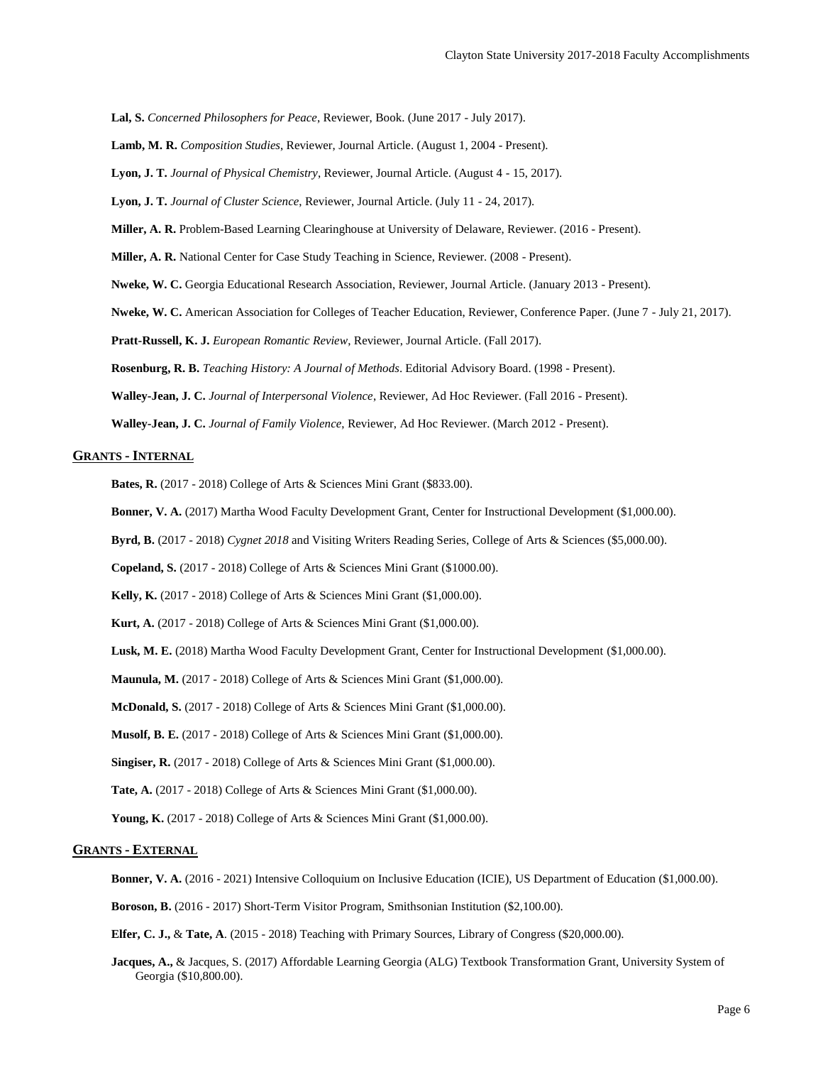**Lal, S.** *Concerned Philosophers for Peace*, Reviewer, Book. (June 2017 - July 2017).

**Lamb, M. R.** *Composition Studies*, Reviewer, Journal Article. (August 1, 2004 - Present).

**Lyon, J. T.** *Journal of Physical Chemistry*, Reviewer, Journal Article. (August 4 - 15, 2017).

**Lyon, J. T.** *Journal of Cluster Science*, Reviewer, Journal Article. (July 11 - 24, 2017).

**Miller, A. R.** Problem-Based Learning Clearinghouse at University of Delaware, Reviewer. (2016 - Present).

**Miller, A. R.** National Center for Case Study Teaching in Science, Reviewer. (2008 - Present).

**Nweke, W. C.** Georgia Educational Research Association, Reviewer, Journal Article. (January 2013 - Present).

**Nweke, W. C.** American Association for Colleges of Teacher Education, Reviewer, Conference Paper. (June 7 - July 21, 2017).

**Pratt-Russell, K. J.** *European Romantic Review*, Reviewer, Journal Article. (Fall 2017).

**Rosenburg, R. B.** *Teaching History: A Journal of Methods*. Editorial Advisory Board. (1998 - Present).

**Walley-Jean, J. C.** *Journal of Interpersonal Violence*, Reviewer, Ad Hoc Reviewer. (Fall 2016 - Present).

**Walley-Jean, J. C.** *Journal of Family Violence*, Reviewer, Ad Hoc Reviewer. (March 2012 - Present).

## Grants - Internal

**Bates, R.** (2017 - 2018) College of Arts & Sciences Mini Grant ($833.00).

**Bonner, V. A.** (2017) Martha Wood Faculty Development Grant, Center for Instructional Development ($1,000.00).

**Byrd, B.** (2017 - 2018) *Cygnet 2018* and Visiting Writers Reading Series, College of Arts & Sciences ($5,000.00).

**Copeland, S.** (2017 - 2018) College of Arts & Sciences Mini Grant ($1000.00).

**Kelly, K.** (2017 - 2018) College of Arts & Sciences Mini Grant ($1,000.00).

**Kurt, A.** (2017 - 2018) College of Arts & Sciences Mini Grant ($1,000.00).

**Lusk, M. E.** (2018) Martha Wood Faculty Development Grant, Center for Instructional Development ($1,000.00).

**Maunula, M.** (2017 - 2018) College of Arts & Sciences Mini Grant ($1,000.00).

**McDonald, S.** (2017 - 2018) College of Arts & Sciences Mini Grant ($1,000.00).

**Musolf, B. E.** (2017 - 2018) College of Arts & Sciences Mini Grant ($1,000.00).

**Singiser, R.** (2017 - 2018) College of Arts & Sciences Mini Grant ($1,000.00).

**Tate, A.** (2017 - 2018) College of Arts & Sciences Mini Grant ($1,000.00).

**Young, K.** (2017 - 2018) College of Arts & Sciences Mini Grant ($1,000.00).

## Grants - External

**Bonner, V. A.** (2016 - 2021) Intensive Colloquium on Inclusive Education (ICIE), US Department of Education ($1,000.00).

**Boroson, B.** (2016 - 2017) Short-Term Visitor Program, Smithsonian Institution ($2,100.00).

**Elfer, C. J.,** & **Tate, A**. (2015 - 2018) Teaching with Primary Sources, Library of Congress ($20,000.00).

**Jacques, A.,** & Jacques, S. (2017) Affordable Learning Georgia (ALG) Textbook Transformation Grant, University System of Georgia ($10,800.00).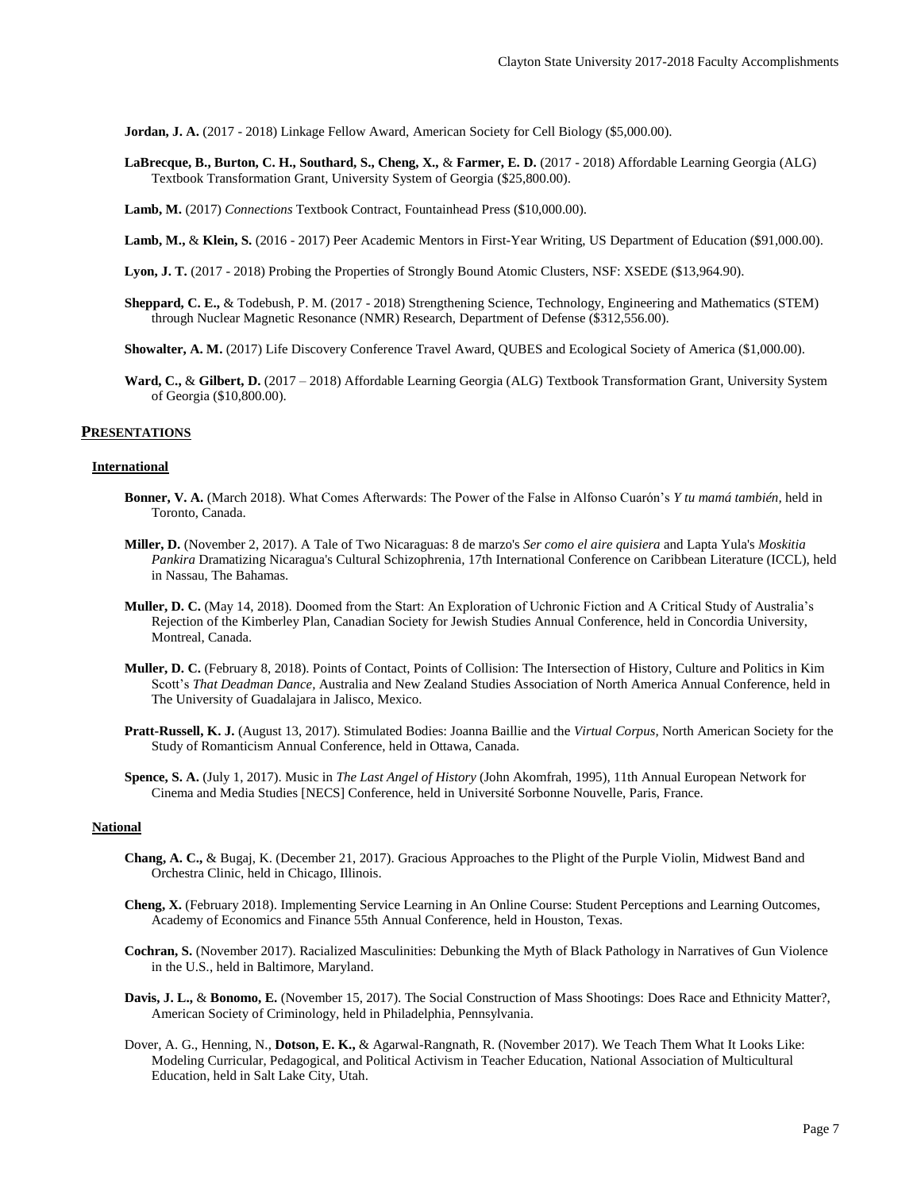**Jordan, J. A.** (2017 - 2018) Linkage Fellow Award, American Society for Cell Biology ($5,000.00).

**LaBrecque, B., Burton, C. H., Southard, S., Cheng, X.,** & **Farmer, E. D.** (2017 - 2018) Affordable Learning Georgia (ALG) Textbook Transformation Grant, University System of Georgia ($25,800.00).

**Lamb, M.** (2017) *Connections* Textbook Contract, Fountainhead Press ($10,000.00).

**Lamb, M.,** & **Klein, S.** (2016 - 2017) Peer Academic Mentors in First-Year Writing, US Department of Education ($91,000.00).

**Lyon, J. T.** (2017 - 2018) Probing the Properties of Strongly Bound Atomic Clusters, NSF: XSEDE ($13,964.90).

**Sheppard, C. E.,** & Todebush, P. M. (2017 - 2018) Strengthening Science, Technology, Engineering and Mathematics (STEM) through Nuclear Magnetic Resonance (NMR) Research, Department of Defense ($312,556.00).

**Showalter, A. M.** (2017) Life Discovery Conference Travel Award, QUBES and Ecological Society of America ($1,000.00).

**Ward, C.,** & **Gilbert, D.** (2017 – 2018) Affordable Learning Georgia (ALG) Textbook Transformation Grant, University System of Georgia ($10,800.00).

## PRESENTATIONS

### International

**Bonner, V. A.** (March 2018). What Comes Afterwards: The Power of the False in Alfonso Cuarón's *Y tu mamá también,* held in Toronto, Canada.

**Miller, D.** (November 2, 2017). A Tale of Two Nicaraguas: 8 de marzo's *Ser como el aire quisiera* and Lapta Yula's *Moskitia Pankira* Dramatizing Nicaragua's Cultural Schizophrenia, 17th International Conference on Caribbean Literature (ICCL), held in Nassau, The Bahamas.

**Muller, D. C.** (May 14, 2018). Doomed from the Start: An Exploration of Uchronic Fiction and A Critical Study of Australia's Rejection of the Kimberley Plan, Canadian Society for Jewish Studies Annual Conference, held in Concordia University, Montreal, Canada.

**Muller, D. C.** (February 8, 2018). Points of Contact, Points of Collision: The Intersection of History, Culture and Politics in Kim Scott's *That Deadman Dance,* Australia and New Zealand Studies Association of North America Annual Conference, held in The University of Guadalajara in Jalisco, Mexico.

**Pratt-Russell, K. J.** (August 13, 2017). Stimulated Bodies: Joanna Baillie and the *Virtual Corpus,* North American Society for the Study of Romanticism Annual Conference, held in Ottawa, Canada.

**Spence, S. A.** (July 1, 2017). Music in *The Last Angel of History* (John Akomfrah, 1995), 11th Annual European Network for Cinema and Media Studies [NECS] Conference, held in Université Sorbonne Nouvelle, Paris, France.

### National

**Chang, A. C.,** & Bugaj, K. (December 21, 2017). Gracious Approaches to the Plight of the Purple Violin, Midwest Band and Orchestra Clinic, held in Chicago, Illinois.

**Cheng, X.** (February 2018). Implementing Service Learning in An Online Course: Student Perceptions and Learning Outcomes, Academy of Economics and Finance 55th Annual Conference, held in Houston, Texas.

**Cochran, S.** (November 2017). Racialized Masculinities: Debunking the Myth of Black Pathology in Narratives of Gun Violence in the U.S., held in Baltimore, Maryland.

**Davis, J. L.,** & **Bonomo, E.** (November 15, 2017). The Social Construction of Mass Shootings: Does Race and Ethnicity Matter?, American Society of Criminology, held in Philadelphia, Pennsylvania.

Dover, A. G., Henning, N., **Dotson, E. K.,** & Agarwal-Rangnath, R. (November 2017). We Teach Them What It Looks Like: Modeling Curricular, Pedagogical, and Political Activism in Teacher Education, National Association of Multicultural Education, held in Salt Lake City, Utah.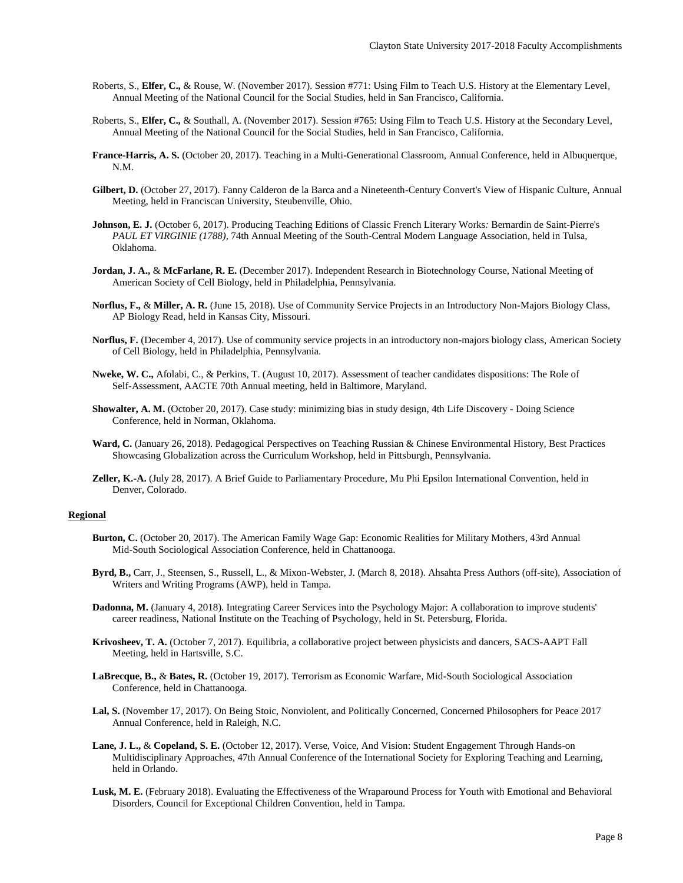Roberts, S., **Elfer, C.,** & Rouse, W. (November 2017). Session #771: Using Film to Teach U.S. History at the Elementary Level, Annual Meeting of the National Council for the Social Studies, held in San Francisco, California.

Roberts, S., **Elfer, C.,** & Southall, A. (November 2017). Session #765: Using Film to Teach U.S. History at the Secondary Level, Annual Meeting of the National Council for the Social Studies, held in San Francisco, California.

**France-Harris, A. S.** (October 20, 2017). Teaching in a Multi-Generational Classroom, Annual Conference, held in Albuquerque, N.M.

**Gilbert, D.** (October 27, 2017). Fanny Calderon de la Barca and a Nineteenth-Century Convert's View of Hispanic Culture, Annual Meeting, held in Franciscan University, Steubenville, Ohio.

**Johnson, E. J.** (October 6, 2017). Producing Teaching Editions of Classic French Literary Works*:* Bernardin de Saint-Pierre's *PAUL ET VIRGINIE (1788)*, 74th Annual Meeting of the South-Central Modern Language Association, held in Tulsa, Oklahoma.

**Jordan, J. A.,** & **McFarlane, R. E.** (December 2017). Independent Research in Biotechnology Course, National Meeting of American Society of Cell Biology, held in Philadelphia, Pennsylvania.

**Norflus, F.,** & **Miller, A. R.** (June 15, 2018). Use of Community Service Projects in an Introductory Non-Majors Biology Class, AP Biology Read, held in Kansas City, Missouri.

**Norflus, F.** (December 4, 2017). Use of community service projects in an introductory non-majors biology class, American Society of Cell Biology, held in Philadelphia, Pennsylvania.

**Nweke, W. C.,** Afolabi, C., & Perkins, T. (August 10, 2017). Assessment of teacher candidates dispositions: The Role of Self-Assessment, AACTE 70th Annual meeting, held in Baltimore, Maryland.

**Showalter, A. M.** (October 20, 2017). Case study: minimizing bias in study design, 4th Life Discovery - Doing Science Conference, held in Norman, Oklahoma.

**Ward, C.** (January 26, 2018). Pedagogical Perspectives on Teaching Russian & Chinese Environmental History, Best Practices Showcasing Globalization across the Curriculum Workshop, held in Pittsburgh, Pennsylvania.

**Zeller, K.-A.** (July 28, 2017). A Brief Guide to Parliamentary Procedure, Mu Phi Epsilon International Convention, held in Denver, Colorado.

**Regional**

**Burton, C.** (October 20, 2017). The American Family Wage Gap: Economic Realities for Military Mothers, 43rd Annual Mid-South Sociological Association Conference, held in Chattanooga.

**Byrd, B.,** Carr, J., Steensen, S., Russell, L., & Mixon-Webster, J. (March 8, 2018). Ahsahta Press Authors (off-site), Association of Writers and Writing Programs (AWP), held in Tampa.

**Dadonna, M.** (January 4, 2018). Integrating Career Services into the Psychology Major: A collaboration to improve students' career readiness, National Institute on the Teaching of Psychology, held in St. Petersburg, Florida.

**Krivosheev, T. A.** (October 7, 2017). Equilibria, a collaborative project between physicists and dancers, SACS-AAPT Fall Meeting, held in Hartsville, S.C.

**LaBrecque, B.,** & **Bates, R.** (October 19, 2017). Terrorism as Economic Warfare, Mid-South Sociological Association Conference, held in Chattanooga.

**Lal, S.** (November 17, 2017). On Being Stoic, Nonviolent, and Politically Concerned, Concerned Philosophers for Peace 2017 Annual Conference, held in Raleigh, N.C.

**Lane, J. L.,** & **Copeland, S. E.** (October 12, 2017). Verse, Voice, And Vision: Student Engagement Through Hands-on Multidisciplinary Approaches, 47th Annual Conference of the International Society for Exploring Teaching and Learning, held in Orlando.

**Lusk, M. E.** (February 2018). Evaluating the Effectiveness of the Wraparound Process for Youth with Emotional and Behavioral Disorders, Council for Exceptional Children Convention, held in Tampa.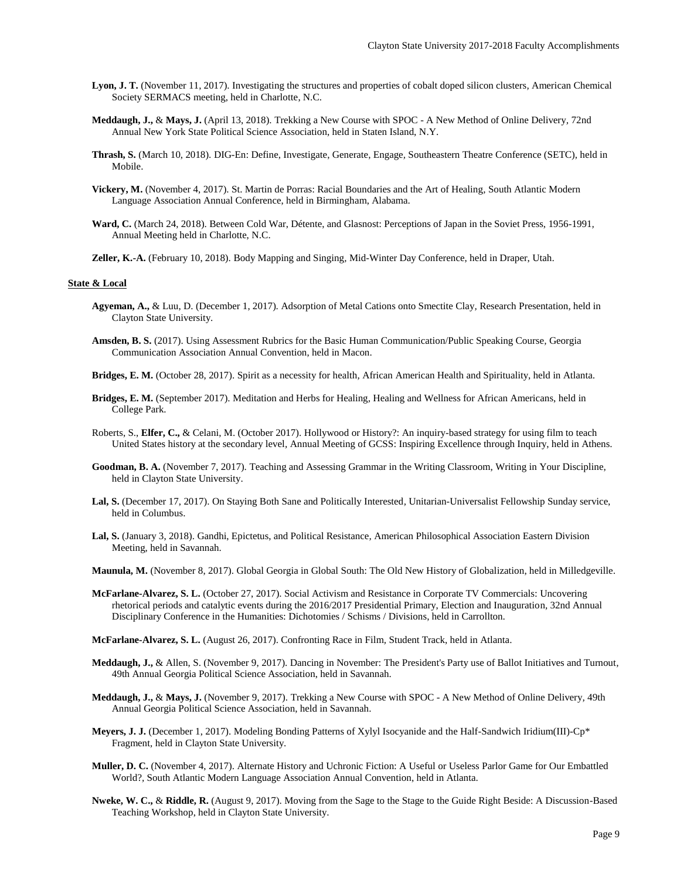**Lyon, J. T.** (November 11, 2017). Investigating the structures and properties of cobalt doped silicon clusters, American Chemical Society SERMACS meeting, held in Charlotte, N.C.

**Meddaugh, J.,** & **Mays, J.** (April 13, 2018). Trekking a New Course with SPOC - A New Method of Online Delivery, 72nd Annual New York State Political Science Association, held in Staten Island, N.Y.

**Thrash, S.** (March 10, 2018). DIG-En: Define, Investigate, Generate, Engage, Southeastern Theatre Conference (SETC), held in Mobile.

**Vickery, M.** (November 4, 2017). St. Martin de Porras: Racial Boundaries and the Art of Healing, South Atlantic Modern Language Association Annual Conference, held in Birmingham, Alabama.

**Ward, C.** (March 24, 2018). Between Cold War, Détente, and Glasnost: Perceptions of Japan in the Soviet Press, 1956-1991, Annual Meeting held in Charlotte, N.C.

**Zeller, K.-A.** (February 10, 2018). Body Mapping and Singing, Mid-Winter Day Conference, held in Draper, Utah.

**State & Local**

**Agyeman, A.,** & Luu, D. (December 1, 2017). Adsorption of Metal Cations onto Smectite Clay, Research Presentation, held in Clayton State University.

**Amsden, B. S.** (2017). Using Assessment Rubrics for the Basic Human Communication/Public Speaking Course, Georgia Communication Association Annual Convention, held in Macon.

**Bridges, E. M.** (October 28, 2017). Spirit as a necessity for health, African American Health and Spirituality, held in Atlanta.

**Bridges, E. M.** (September 2017). Meditation and Herbs for Healing, Healing and Wellness for African Americans, held in College Park.

Roberts, S., **Elfer, C.,** & Celani, M. (October 2017). Hollywood or History?: An inquiry-based strategy for using film to teach United States history at the secondary level, Annual Meeting of GCSS: Inspiring Excellence through Inquiry, held in Athens.

**Goodman, B. A.** (November 7, 2017). Teaching and Assessing Grammar in the Writing Classroom, Writing in Your Discipline, held in Clayton State University.

**Lal, S.** (December 17, 2017). On Staying Both Sane and Politically Interested, Unitarian-Universalist Fellowship Sunday service, held in Columbus.

**Lal, S.** (January 3, 2018). Gandhi, Epictetus, and Political Resistance, American Philosophical Association Eastern Division Meeting, held in Savannah.

**Maunula, M.** (November 8, 2017). Global Georgia in Global South: The Old New History of Globalization, held in Milledgeville.

**McFarlane-Alvarez, S. L.** (October 27, 2017). Social Activism and Resistance in Corporate TV Commercials: Uncovering rhetorical periods and catalytic events during the 2016/2017 Presidential Primary, Election and Inauguration, 32nd Annual Disciplinary Conference in the Humanities: Dichotomies / Schisms / Divisions, held in Carrollton.

**McFarlane-Alvarez, S. L.** (August 26, 2017). Confronting Race in Film, Student Track, held in Atlanta.

**Meddaugh, J.,** & Allen, S. (November 9, 2017). Dancing in November: The President's Party use of Ballot Initiatives and Turnout, 49th Annual Georgia Political Science Association, held in Savannah.

**Meddaugh, J.,** & **Mays, J.** (November 9, 2017). Trekking a New Course with SPOC - A New Method of Online Delivery, 49th Annual Georgia Political Science Association, held in Savannah.

**Meyers, J. J.** (December 1, 2017). Modeling Bonding Patterns of Xylyl Isocyanide and the Half-Sandwich Iridium(III)-Cp* Fragment, held in Clayton State University.

**Muller, D. C.** (November 4, 2017). Alternate History and Uchronic Fiction: A Useful or Useless Parlor Game for Our Embattled World?, South Atlantic Modern Language Association Annual Convention, held in Atlanta.

**Nweke, W. C.,** & **Riddle, R.** (August 9, 2017). Moving from the Sage to the Stage to the Guide Right Beside: A Discussion-Based Teaching Workshop, held in Clayton State University.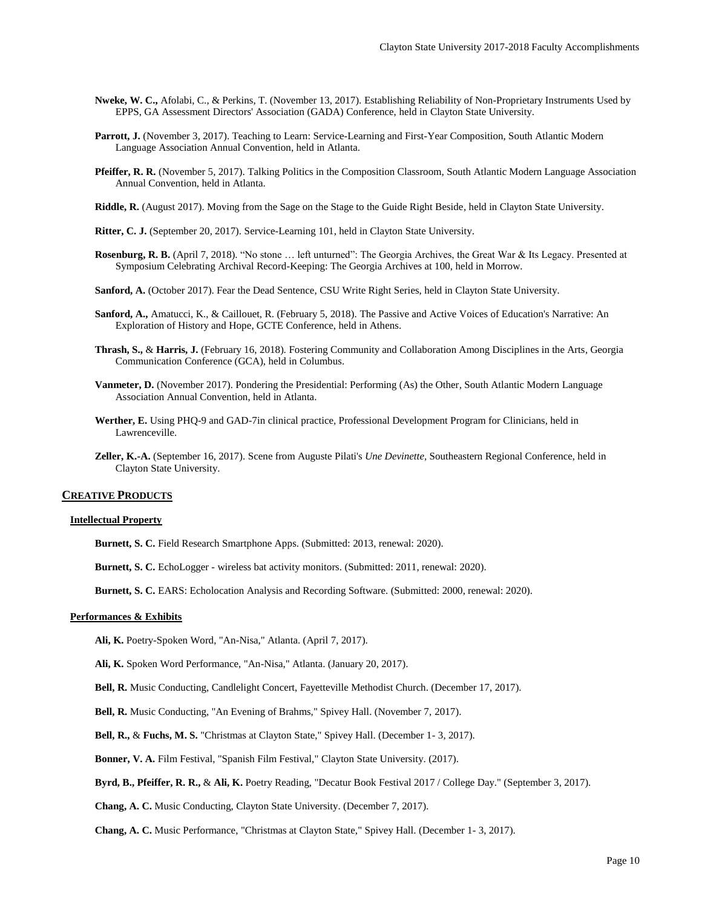**Nweke, W. C.,** Afolabi, C., & Perkins, T. (November 13, 2017). Establishing Reliability of Non-Proprietary Instruments Used by EPPS, GA Assessment Directors' Association (GADA) Conference, held in Clayton State University.

**Parrott, J.** (November 3, 2017). Teaching to Learn: Service-Learning and First-Year Composition, South Atlantic Modern Language Association Annual Convention, held in Atlanta.

**Pfeiffer, R. R.** (November 5, 2017). Talking Politics in the Composition Classroom, South Atlantic Modern Language Association Annual Convention, held in Atlanta.

**Riddle, R.** (August 2017). Moving from the Sage on the Stage to the Guide Right Beside, held in Clayton State University.

**Ritter, C. J.** (September 20, 2017). Service-Learning 101, held in Clayton State University.

**Rosenburg, R. B.** (April 7, 2018). "No stone … left unturned": The Georgia Archives, the Great War & Its Legacy. Presented at Symposium Celebrating Archival Record-Keeping: The Georgia Archives at 100, held in Morrow.

**Sanford, A.** (October 2017). Fear the Dead Sentence, CSU Write Right Series, held in Clayton State University.

**Sanford, A.,** Amatucci, K., & Caillouet, R. (February 5, 2018). The Passive and Active Voices of Education's Narrative: An Exploration of History and Hope, GCTE Conference, held in Athens.

**Thrash, S.,** & **Harris, J.** (February 16, 2018). Fostering Community and Collaboration Among Disciplines in the Arts, Georgia Communication Conference (GCA), held in Columbus.

**Vanmeter, D.** (November 2017). Pondering the Presidential: Performing (As) the Other, South Atlantic Modern Language Association Annual Convention, held in Atlanta.

**Werther, E.** Using PHQ-9 and GAD-7in clinical practice, Professional Development Program for Clinicians, held in Lawrenceville.

**Zeller, K.-A.** (September 16, 2017). Scene from Auguste Pilati's *Une Devinette*, Southeastern Regional Conference, held in Clayton State University.

## CREATIVE PRODUCTS

### Intellectual Property

**Burnett, S. C.** Field Research Smartphone Apps. (Submitted: 2013, renewal: 2020).

**Burnett, S. C.** EchoLogger - wireless bat activity monitors. (Submitted: 2011, renewal: 2020).

**Burnett, S. C.** EARS: Echolocation Analysis and Recording Software. (Submitted: 2000, renewal: 2020).

### Performances & Exhibits

**Ali, K.** Poetry-Spoken Word, "An-Nisa," Atlanta. (April 7, 2017).

**Ali, K.** Spoken Word Performance, "An-Nisa," Atlanta. (January 20, 2017).

**Bell, R.** Music Conducting, Candlelight Concert, Fayetteville Methodist Church. (December 17, 2017).

**Bell, R.** Music Conducting, "An Evening of Brahms," Spivey Hall. (November 7, 2017).

**Bell, R.,** & **Fuchs, M. S.** "Christmas at Clayton State," Spivey Hall. (December 1- 3, 2017).

**Bonner, V. A.** Film Festival, "Spanish Film Festival," Clayton State University. (2017).

**Byrd, B., Pfeiffer, R. R.,** & **Ali, K.** Poetry Reading, "Decatur Book Festival 2017 / College Day." (September 3, 2017).

**Chang, A. C.** Music Conducting, Clayton State University. (December 7, 2017).

**Chang, A. C.** Music Performance, "Christmas at Clayton State," Spivey Hall. (December 1- 3, 2017).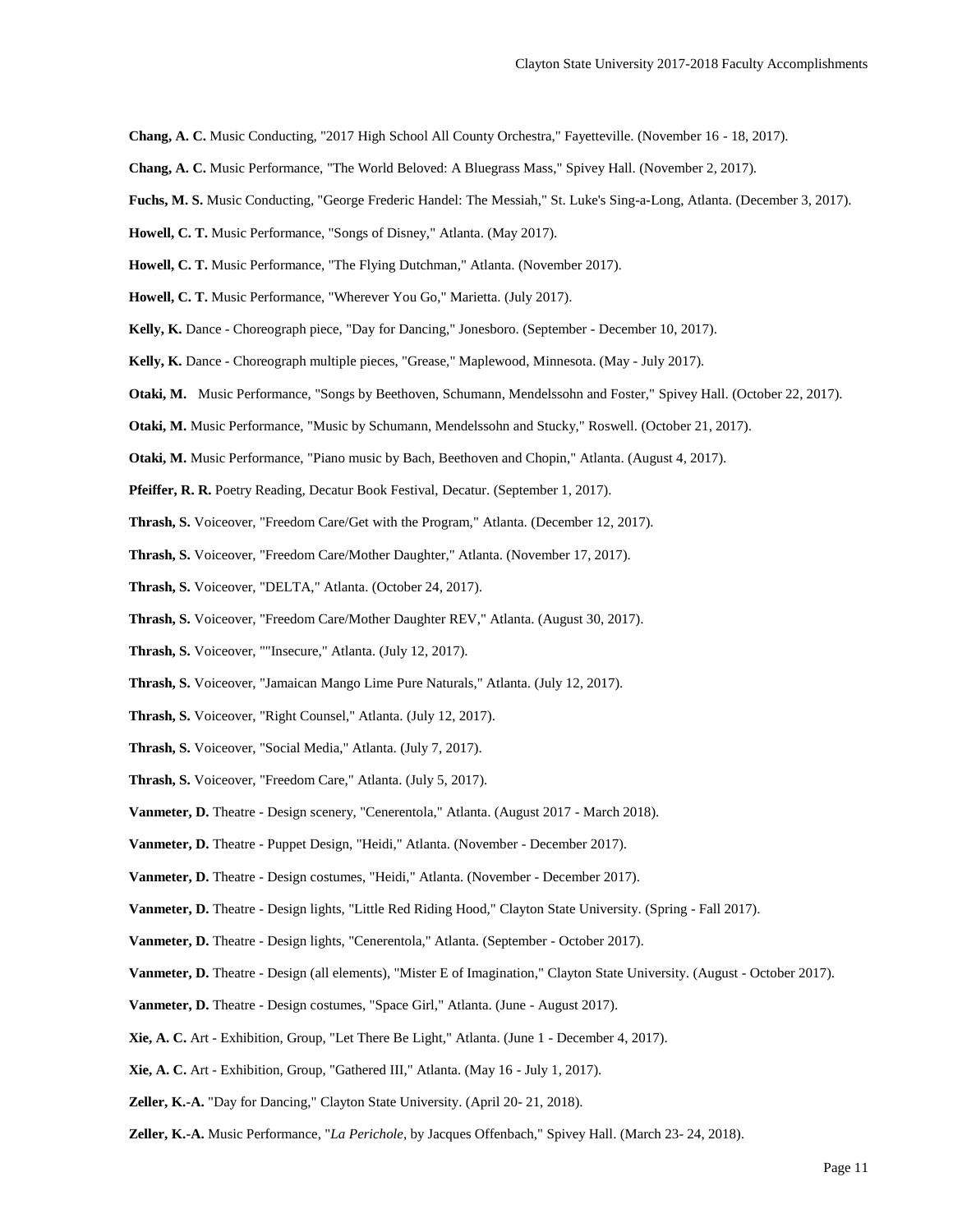**Chang, A. C.** Music Conducting, "2017 High School All County Orchestra," Fayetteville. (November 16 - 18, 2017).

**Chang, A. C.** Music Performance, "The World Beloved: A Bluegrass Mass," Spivey Hall. (November 2, 2017).

**Fuchs, M. S.** Music Conducting, "George Frederic Handel: The Messiah," St. Luke's Sing-a-Long, Atlanta. (December 3, 2017).

**Howell, C. T.** Music Performance, "Songs of Disney," Atlanta. (May 2017).

**Howell, C. T.** Music Performance, "The Flying Dutchman," Atlanta. (November 2017).

**Howell, C. T.** Music Performance, "Wherever You Go," Marietta. (July 2017).

**Kelly, K.** Dance - Choreograph piece, "Day for Dancing," Jonesboro. (September - December 10, 2017).

**Kelly, K.** Dance - Choreograph multiple pieces, "Grease," Maplewood, Minnesota. (May - July 2017).

**Otaki, M.** Music Performance, "Songs by Beethoven, Schumann, Mendelssohn and Foster," Spivey Hall. (October 22, 2017).

**Otaki, M.** Music Performance, "Music by Schumann, Mendelssohn and Stucky," Roswell. (October 21, 2017).

**Otaki, M.** Music Performance, "Piano music by Bach, Beethoven and Chopin," Atlanta. (August 4, 2017).

**Pfeiffer, R. R.** Poetry Reading, Decatur Book Festival, Decatur. (September 1, 2017).

**Thrash, S.** Voiceover, "Freedom Care/Get with the Program," Atlanta. (December 12, 2017).

**Thrash, S.** Voiceover, "Freedom Care/Mother Daughter," Atlanta. (November 17, 2017).

**Thrash, S.** Voiceover, "DELTA," Atlanta. (October 24, 2017).

**Thrash, S.** Voiceover, "Freedom Care/Mother Daughter REV," Atlanta. (August 30, 2017).

**Thrash, S.** Voiceover, ""Insecure," Atlanta. (July 12, 2017).

**Thrash, S.** Voiceover, "Jamaican Mango Lime Pure Naturals," Atlanta. (July 12, 2017).

**Thrash, S.** Voiceover, "Right Counsel," Atlanta. (July 12, 2017).

**Thrash, S.** Voiceover, "Social Media," Atlanta. (July 7, 2017).

**Thrash, S.** Voiceover, "Freedom Care," Atlanta. (July 5, 2017).

**Vanmeter, D.** Theatre - Design scenery, "Cenerentola," Atlanta. (August 2017 - March 2018).

**Vanmeter, D.** Theatre - Puppet Design, "Heidi," Atlanta. (November - December 2017).

**Vanmeter, D.** Theatre - Design costumes, "Heidi," Atlanta. (November - December 2017).

**Vanmeter, D.** Theatre - Design lights, "Little Red Riding Hood," Clayton State University. (Spring - Fall 2017).

**Vanmeter, D.** Theatre - Design lights, "Cenerentola," Atlanta. (September - October 2017).

**Vanmeter, D.** Theatre - Design (all elements), "Mister E of Imagination," Clayton State University. (August - October 2017).

**Vanmeter, D.** Theatre - Design costumes, "Space Girl," Atlanta. (June - August 2017).

**Xie, A. C.** Art - Exhibition, Group, "Let There Be Light," Atlanta. (June 1 - December 4, 2017).

**Xie, A. C.** Art - Exhibition, Group, "Gathered III," Atlanta. (May 16 - July 1, 2017).

**Zeller, K.-A.** "Day for Dancing," Clayton State University. (April 20- 21, 2018).

**Zeller, K.-A.** Music Performance, "*La Perichole*, by Jacques Offenbach," Spivey Hall. (March 23- 24, 2018).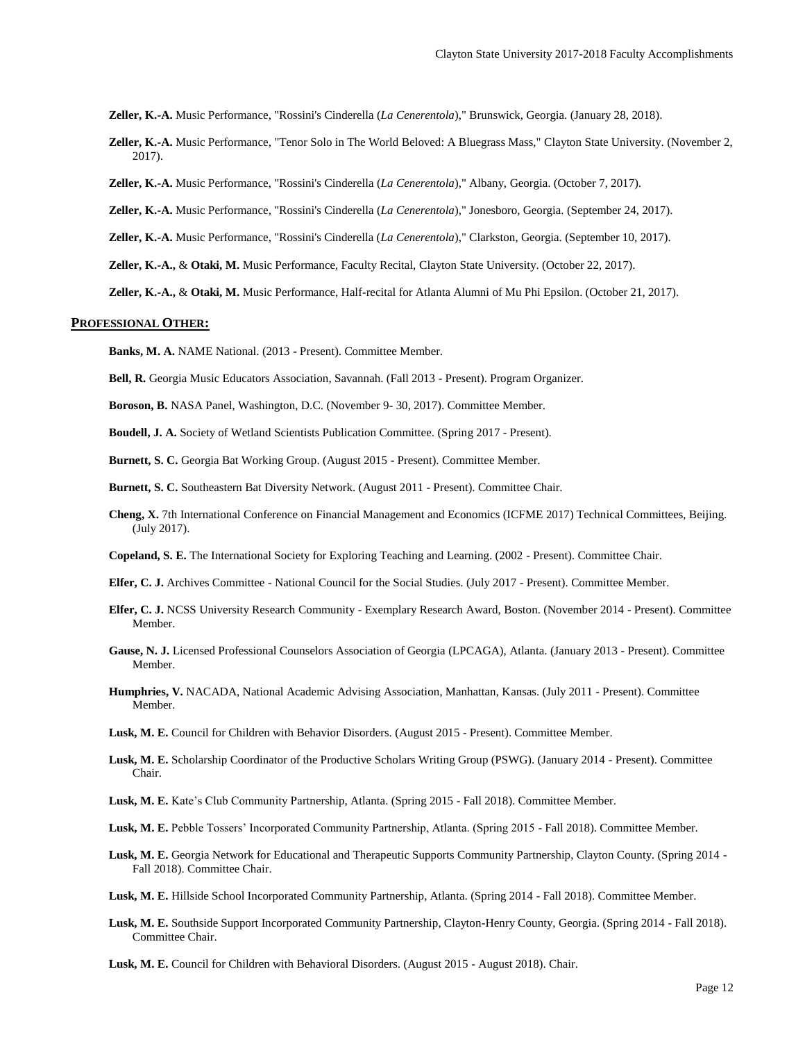**Zeller, K.-A.** Music Performance, "Rossini's Cinderella (*La Cenerentola*)," Brunswick, Georgia. (January 28, 2018).

**Zeller, K.-A.** Music Performance, "Tenor Solo in The World Beloved: A Bluegrass Mass," Clayton State University. (November 2, 2017).

**Zeller, K.-A.** Music Performance, "Rossini's Cinderella (*La Cenerentola*)," Albany, Georgia. (October 7, 2017).

**Zeller, K.-A.** Music Performance, "Rossini's Cinderella (*La Cenerentola*)," Jonesboro, Georgia. (September 24, 2017).

**Zeller, K.-A.** Music Performance, "Rossini's Cinderella (*La Cenerentola*)," Clarkston, Georgia. (September 10, 2017).

**Zeller, K.-A.,** & **Otaki, M.** Music Performance, Faculty Recital, Clayton State University. (October 22, 2017).

**Zeller, K.-A.,** & **Otaki, M.** Music Performance, Half-recital for Atlanta Alumni of Mu Phi Epsilon. (October 21, 2017).

## PROFESSIONAL OTHER:

**Banks, M. A.** NAME National. (2013 - Present). Committee Member.

**Bell, R.** Georgia Music Educators Association, Savannah. (Fall 2013 - Present). Program Organizer.

**Boroson, B.** NASA Panel, Washington, D.C. (November 9- 30, 2017). Committee Member.

**Boudell, J. A.** Society of Wetland Scientists Publication Committee. (Spring 2017 - Present).

**Burnett, S. C.** Georgia Bat Working Group. (August 2015 - Present). Committee Member.

**Burnett, S. C.** Southeastern Bat Diversity Network. (August 2011 - Present). Committee Chair.

**Cheng, X.** 7th International Conference on Financial Management and Economics (ICFME 2017) Technical Committees, Beijing. (July 2017).

**Copeland, S. E.** The International Society for Exploring Teaching and Learning. (2002 - Present). Committee Chair.

**Elfer, C. J.** Archives Committee - National Council for the Social Studies. (July 2017 - Present). Committee Member.

**Elfer, C. J.** NCSS University Research Community - Exemplary Research Award, Boston. (November 2014 - Present). Committee Member.

**Gause, N. J.** Licensed Professional Counselors Association of Georgia (LPCAGA), Atlanta. (January 2013 - Present). Committee Member.

**Humphries, V.** NACADA, National Academic Advising Association, Manhattan, Kansas. (July 2011 - Present). Committee Member.

**Lusk, M. E.** Council for Children with Behavior Disorders. (August 2015 - Present). Committee Member.

**Lusk, M. E.** Scholarship Coordinator of the Productive Scholars Writing Group (PSWG). (January 2014 - Present). Committee Chair.

**Lusk, M. E.** Kate's Club Community Partnership, Atlanta. (Spring 2015 - Fall 2018). Committee Member.

**Lusk, M. E.** Pebble Tossers' Incorporated Community Partnership, Atlanta. (Spring 2015 - Fall 2018). Committee Member.

**Lusk, M. E.** Georgia Network for Educational and Therapeutic Supports Community Partnership, Clayton County. (Spring 2014 - Fall 2018). Committee Chair.

**Lusk, M. E.** Hillside School Incorporated Community Partnership, Atlanta. (Spring 2014 - Fall 2018). Committee Member.

**Lusk, M. E.** Southside Support Incorporated Community Partnership, Clayton-Henry County, Georgia. (Spring 2014 - Fall 2018). Committee Chair.

**Lusk, M. E.** Council for Children with Behavioral Disorders. (August 2015 - August 2018). Chair.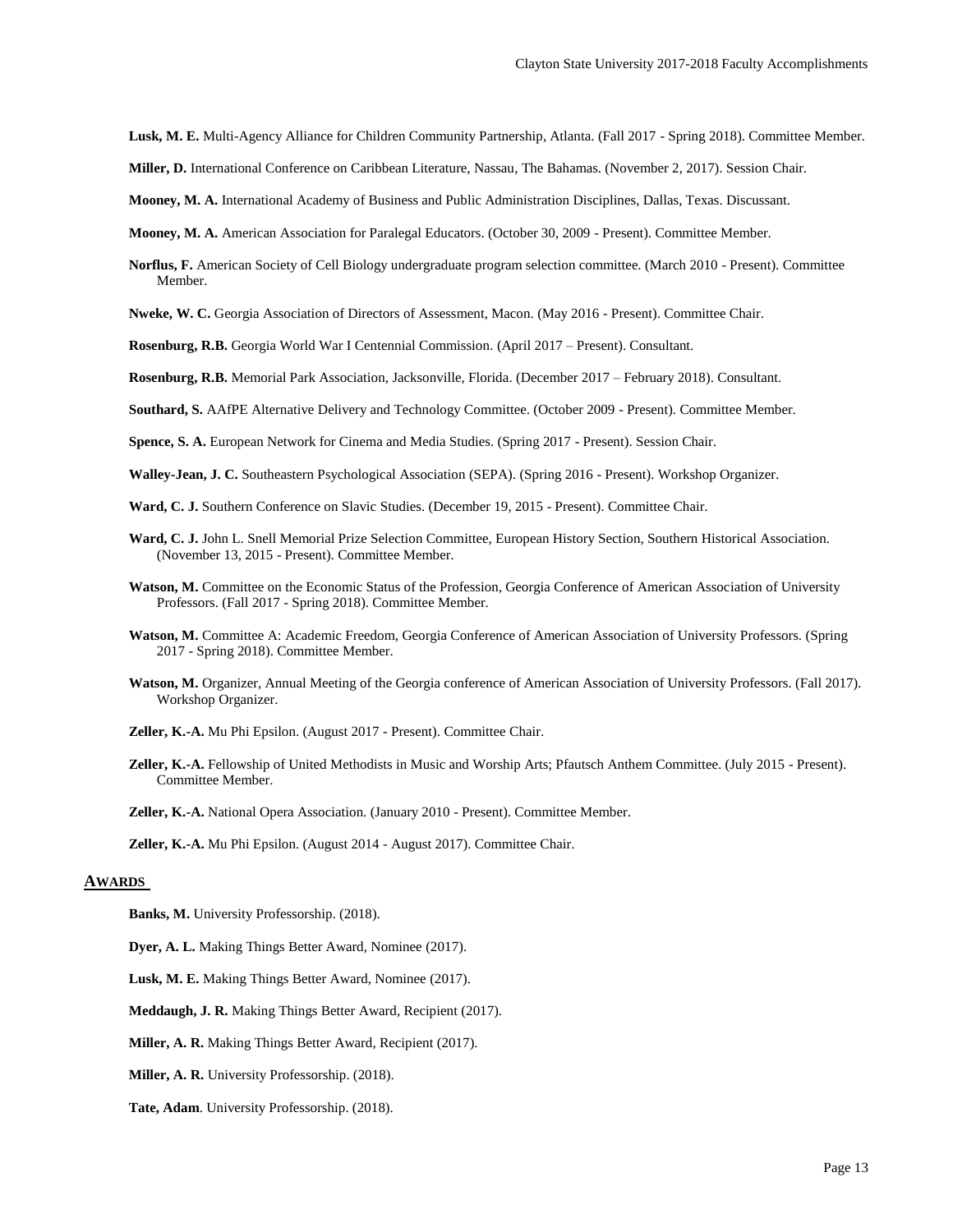**Lusk, M. E.** Multi-Agency Alliance for Children Community Partnership, Atlanta. (Fall 2017 - Spring 2018). Committee Member.

**Miller, D.** International Conference on Caribbean Literature, Nassau, The Bahamas. (November 2, 2017). Session Chair.

**Mooney, M. A.** International Academy of Business and Public Administration Disciplines, Dallas, Texas. Discussant.

**Mooney, M. A.** American Association for Paralegal Educators. (October 30, 2009 - Present). Committee Member.

**Norflus, F.** American Society of Cell Biology undergraduate program selection committee. (March 2010 - Present). Committee Member.

**Nweke, W. C.** Georgia Association of Directors of Assessment, Macon. (May 2016 - Present). Committee Chair.

**Rosenburg, R.B.** Georgia World War I Centennial Commission. (April 2017 – Present). Consultant.

**Rosenburg, R.B.** Memorial Park Association, Jacksonville, Florida. (December 2017 – February 2018). Consultant.

**Southard, S.** AAfPE Alternative Delivery and Technology Committee. (October 2009 - Present). Committee Member.

**Spence, S. A.** European Network for Cinema and Media Studies. (Spring 2017 - Present). Session Chair.

**Walley-Jean, J. C.** Southeastern Psychological Association (SEPA). (Spring 2016 - Present). Workshop Organizer.

**Ward, C. J.** Southern Conference on Slavic Studies. (December 19, 2015 - Present). Committee Chair.

**Ward, C. J.** John L. Snell Memorial Prize Selection Committee, European History Section, Southern Historical Association. (November 13, 2015 - Present). Committee Member.

**Watson, M.** Committee on the Economic Status of the Profession, Georgia Conference of American Association of University Professors. (Fall 2017 - Spring 2018). Committee Member.

**Watson, M.** Committee A: Academic Freedom, Georgia Conference of American Association of University Professors. (Spring 2017 - Spring 2018). Committee Member.

**Watson, M.** Organizer, Annual Meeting of the Georgia conference of American Association of University Professors. (Fall 2017). Workshop Organizer.

**Zeller, K.-A.** Mu Phi Epsilon. (August 2017 - Present). Committee Chair.

**Zeller, K.-A.** Fellowship of United Methodists in Music and Worship Arts; Pfautsch Anthem Committee. (July 2015 - Present). Committee Member.

**Zeller, K.-A.** National Opera Association. (January 2010 - Present). Committee Member.

**Zeller, K.-A.** Mu Phi Epsilon. (August 2014 - August 2017). Committee Chair.

## AWARDS

**Banks, M.** University Professorship. (2018).

**Dyer, A. L.** Making Things Better Award, Nominee (2017).

**Lusk, M. E.** Making Things Better Award, Nominee (2017).

**Meddaugh, J. R.** Making Things Better Award, Recipient (2017).

**Miller, A. R.** Making Things Better Award, Recipient (2017).

**Miller, A. R.** University Professorship. (2018).

**Tate, Adam**. University Professorship. (2018).